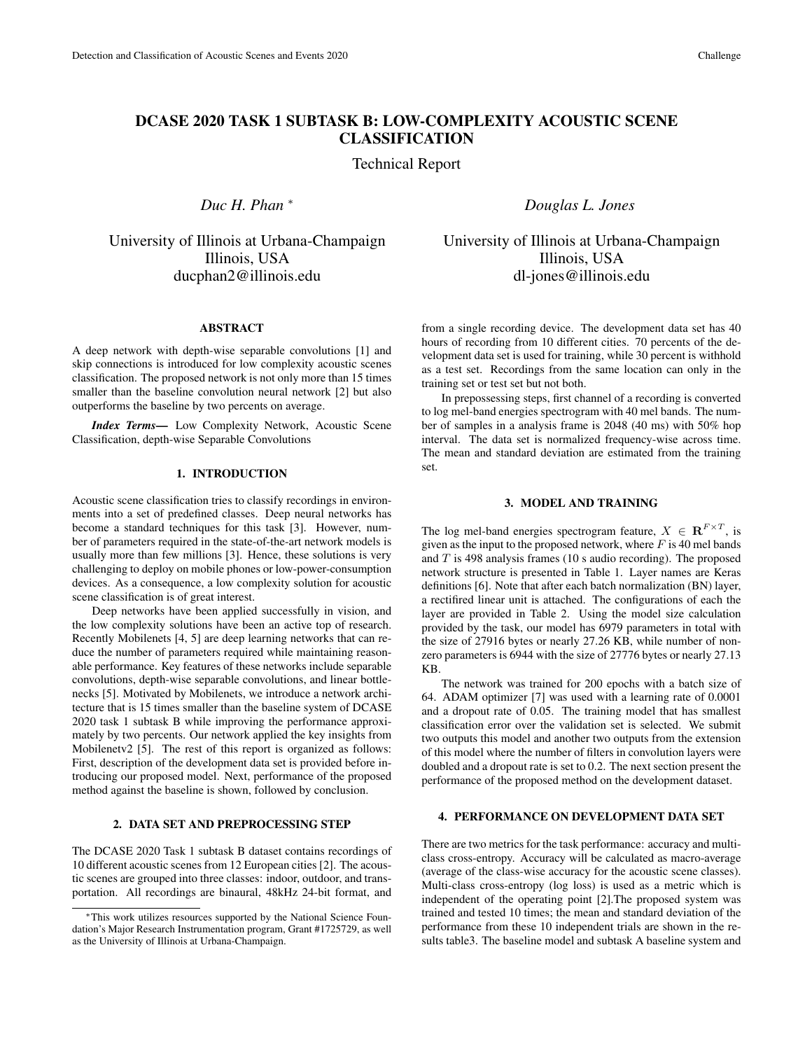# DCASE 2020 TASK 1 SUBTASK B: LOW-COMPLEXITY ACOUSTIC SCENE CLASSIFICATION

Technical Report

*Duc H. Phan* [*]

University of Illinois at Urbana-Champaign
Illinois, USA
ducphan2@illinois.edu

*Douglas L. Jones*

University of Illinois at Urbana-Champaign
Illinois, USA
dl-jones@illinois.edu

## ABSTRACT

A deep network with depth-wise separable convolutions [1] and skip connections is introduced for low complexity acoustic scenes classification. The proposed network is not only more than 15 times smaller than the baseline convolution neural network [2] but also outperforms the baseline by two percents on average.

***Index Terms*—** Low Complexity Network, Acoustic Scene Classification, depth-wise Separable Convolutions

## 1. INTRODUCTION

Acoustic scene classification tries to classify recordings in environments into a set of predefined classes. Deep neural networks has become a standard techniques for this task [3]. However, number of parameters required in the state-of-the-art network models is usually more than few millions [3]. Hence, these solutions is very challenging to deploy on mobile phones or low-power-consumption devices. As a consequence, a low complexity solution for acoustic scene classification is of great interest.

Deep networks have been applied successfully in vision, and the low complexity solutions have been an active top of research. Recently Mobilenets [4, 5] are deep learning networks that can reduce the number of parameters required while maintaining reasonable performance. Key features of these networks include separable convolutions, depth-wise separable convolutions, and linear bottlenecks [5]. Motivated by Mobilenets, we introduce a network architecture that is 15 times smaller than the baseline system of DCASE 2020 task 1 subtask B while improving the performance approximately by two percents. Our network applied the key insights from Mobilenetv2 [5]. The rest of this report is organized as follows: First, description of the development data set is provided before introducing our proposed model. Next, performance of the proposed method against the baseline is shown, followed by conclusion.

## 2. DATA SET AND PREPROCESSING STEP

The DCASE 2020 Task 1 subtask B dataset contains recordings of 10 different acoustic scenes from 12 European cities [2]. The acoustic scenes are grouped into three classes: indoor, outdoor, and transportation. All recordings are binaural, 48kHz 24-bit format, and from a single recording device. The development data set has 40 hours of recording from 10 different cities. 70 percents of the development data set is used for training, while 30 percent is withhold as a test set. Recordings from the same location can only in the training set or test set but not both.

In prepossessing steps, first channel of a recording is converted to log mel-band energies spectrogram with 40 mel bands. The number of samples in a analysis frame is 2048 (40 ms) with 50% hop interval. The data set is normalized frequency-wise across time. The mean and standard deviation are estimated from the training set.

## 3. MODEL AND TRAINING

The log mel-band energies spectrogram feature, $X \in \mathbf{R}^{F \times T}$, is given as the input to the proposed network, where $F$ is 40 mel bands and $T$ is 498 analysis frames (10 s audio recording). The proposed network structure is presented in Table 1. Layer names are Keras definitions [6]. Note that after each batch normalization (BN) layer, a rectifired linear unit is attached. The configurations of each the layer are provided in Table 2. Using the model size calculation provided by the task, our model has 6979 parameters in total with the size of 27916 bytes or nearly 27.26 KB, while number of nonzero parameters is 6944 with the size of 27776 bytes or nearly 27.13 KB.

The network was trained for 200 epochs with a batch size of 64. ADAM optimizer [7] was used with a learning rate of 0.0001 and a dropout rate of 0.05. The training model that has smallest classification error over the validation set is selected. We submit two outputs this model and another two outputs from the extension of this model where the number of filters in convolution layers were doubled and a dropout rate is set to 0.2. The next section present the performance of the proposed method on the development dataset.

## 4. PERFORMANCE ON DEVELOPMENT DATA SET

There are two metrics for the task performance: accuracy and multiclass cross-entropy. Accuracy will be calculated as macro-average (average of the class-wise accuracy for the acoustic scene classes). Multi-class cross-entropy (log loss) is used as a metric which is independent of the operating point [2].The proposed system was trained and tested 10 times; the mean and standard deviation of the performance from these 10 independent trials are shown in the results table3. The baseline model and subtask A baseline system and

[*] This work utilizes resources supported by the National Science Foundation's Major Research Instrumentation program, Grant #1725729, as well as the University of Illinois at Urbana-Champaign.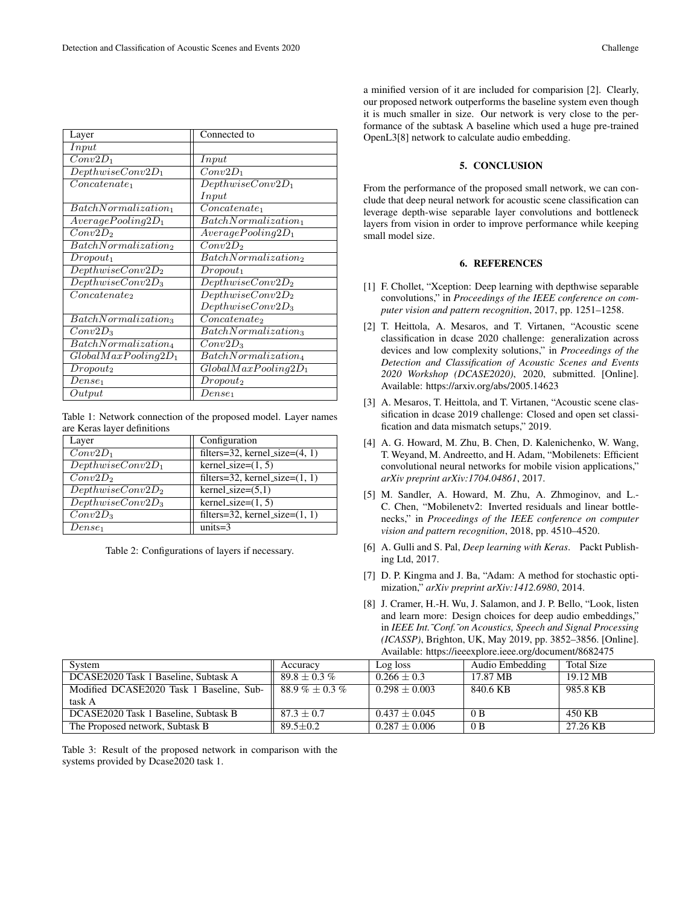| Layer | Connected to |
|---|---|
| $Input$ | |
| $Conv2D_1$ | $Input$ |
| $DepthwiseConv2D_1$ | $Conv2D_1$ |
| $Concatenate_1$ | $DepthwiseConv2D_1$ <br> $Input$ |
| $BatchNormalization_1$ | $Concatenate_1$ |
| $AveragePooling2D_1$ | $BatchNormalization_1$ |
| $Conv2D_2$ | $AveragePooling2D_1$ |
| $BatchNormalization_2$ | $Conv2D_2$ |
| $Dropout_1$ | $BatchNormalization_2$ |
| $DepthwiseConv2D_2$ | $Dropout_1$ |
| $DepthwiseConv2D_3$ | $DepthwiseConv2D_2$ |
| $Concatenate_2$ | $DepthwiseConv2D_2$ <br> $DepthwiseConv2D_3$ |
| $BatchNormalization_3$ | $Concatenate_2$ |
| $Conv2D_3$ | $BatchNormalization_3$ |
| $BatchNormalization_4$ | $Conv2D_3$ |
| $GlobalMaxPooling2D_1$ | $BatchNormalization_4$ |
| $Dropout_2$ | $GlobalMaxPooling2D_1$ |
| $Dense_1$ | $Dropout_2$ |
| $Output$ | $Dense_1$ |

Table 1: Network connection of the proposed model. Layer names are Keras layer definitions

| Layer | Configuration |
|---|---|
| $Conv2D_1$ | filters=32, kernel_size=(4, 1) |
| $DepthwiseConv2D_1$ | kernel_size=(1, 5) |
| $Conv2D_2$ | filters=32, kernel_size=(1, 1) |
| $DepthwiseConv2D_2$ | kernel_size=(5,1) |
| $DepthwiseConv2D_3$ | kernel_size=(1, 5) |
| $Conv2D_3$ | filters=32, kernel_size=(1, 1) |
| $Dense_1$ | units=3 |

Table 2: Configurations of layers if necessary.

a minified version of it are included for comparision [2]. Clearly, our proposed network outperforms the baseline system even though it is much smaller in size. Our network is very close to the performance of the subtask A baseline which used a huge pre-trained OpenL3[8] network to calculate audio embedding.

## 5. CONCLUSION

From the performance of the proposed small network, we can conclude that deep neural network for acoustic scene classification can leverage depth-wise separable layer convolutions and bottleneck layers from vision in order to improve performance while keeping small model size.

## 6. REFERENCES

[1] F. Chollet, "Xception: Deep learning with depthwise separable convolutions," in *Proceedings of the IEEE conference on computer vision and pattern recognition*, 2017, pp. 1251–1258.

[2] T. Heittola, A. Mesaros, and T. Virtanen, "Acoustic scene classification in dcase 2020 challenge: generalization across devices and low complexity solutions," in *Proceedings of the Detection and Classification of Acoustic Scenes and Events 2020 Workshop (DCASE2020)*, 2020, submitted. [Online]. Available: https://arxiv.org/abs/2005.14623

[3] A. Mesaros, T. Heittola, and T. Virtanen, "Acoustic scene classification in dcase 2019 challenge: Closed and open set classification and data mismatch setups," 2019.

[4] A. G. Howard, M. Zhu, B. Chen, D. Kalenichenko, W. Wang, T. Weyand, M. Andreetto, and H. Adam, "Mobilenets: Efficient convolutional neural networks for mobile vision applications," *arXiv preprint arXiv:1704.04861*, 2017.

[5] M. Sandler, A. Howard, M. Zhu, A. Zhmoginov, and L.-C. Chen, "Mobilenetv2: Inverted residuals and linear bottlenecks," in *Proceedings of the IEEE conference on computer vision and pattern recognition*, 2018, pp. 4510–4520.

[6] A. Gulli and S. Pal, *Deep learning with Keras*. Packt Publishing Ltd, 2017.

[7] D. P. Kingma and J. Ba, "Adam: A method for stochastic optimization," *arXiv preprint arXiv:1412.6980*, 2014.

[8] J. Cramer, H.-H. Wu, J. Salamon, and J. P. Bello, "Look, listen and learn more: Design choices for deep audio embeddings," in *IEEE Int. Conf. on Acoustics, Speech and Signal Processing (ICASSP)*, Brighton, UK, May 2019, pp. 3852–3856. [Online]. Available: https://ieeexplore.ieee.org/document/8682475

| System | Accuracy | Log loss | Audio Embedding | Total Size |
|---|---|---|---|---|
| DCASE2020 Task 1 Baseline, Subtask A | $89.8 \pm 0.3$ % | $0.266 \pm 0.3$ | 17.87 MB | 19.12 MB |
| Modified DCASE2020 Task 1 Baseline, Subtask A | $88.9$ % $\pm 0.3$ % | $0.298 \pm 0.003$ | 840.6 KB | 985.8 KB |
| DCASE2020 Task 1 Baseline, Subtask B | $87.3 \pm 0.7$ | $0.437 \pm 0.045$ | 0 B | 450 KB |
| The Proposed network, Subtask B | $89.5 \pm 0.2$ | $0.287 \pm 0.006$ | 0 B | 27.26 KB |

Table 3: Result of the proposed network in comparison with the systems provided by Dcase2020 task 1.